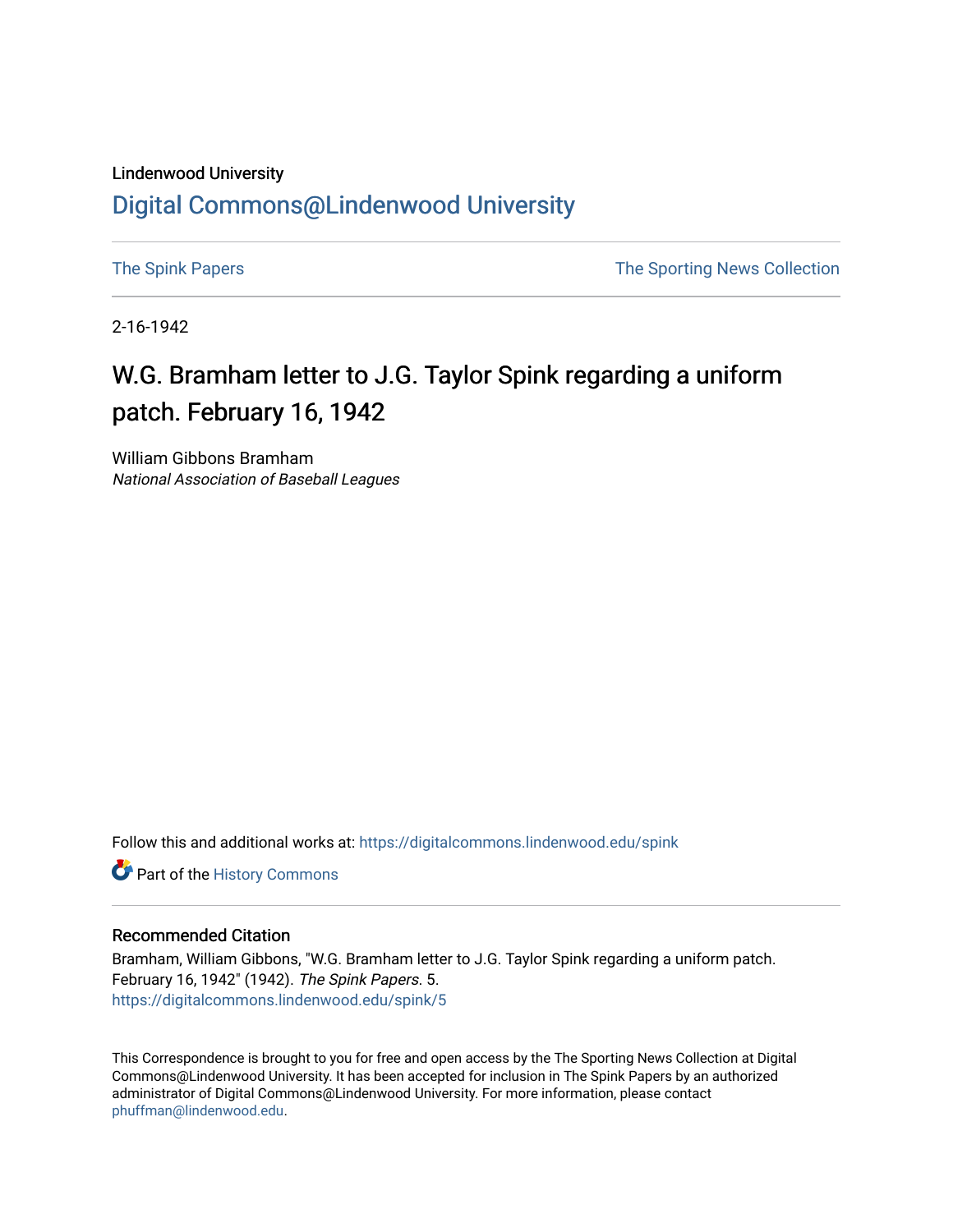Lindenwood University

# Digital Commons@Lindenwood University

The Spink Papers | The Sporting News Collection

2-16-1942

## W.G. Bramham letter to J.G. Taylor Spink regarding a uniform patch. February 16, 1942

William Gibbons Bramham
*National Association of Baseball Leagues*

Follow this and additional works at: https://digitalcommons.lindenwood.edu/spink

Part of the History Commons

### Recommended Citation

Bramham, William Gibbons, "W.G. Bramham letter to J.G. Taylor Spink regarding a uniform patch. February 16, 1942" (1942). *The Spink Papers*. 5.
https://digitalcommons.lindenwood.edu/spink/5

This Correspondence is brought to you for free and open access by the The Sporting News Collection at Digital Commons@Lindenwood University. It has been accepted for inclusion in The Spink Papers by an authorized administrator of Digital Commons@Lindenwood University. For more information, please contact phuffman@lindenwood.edu.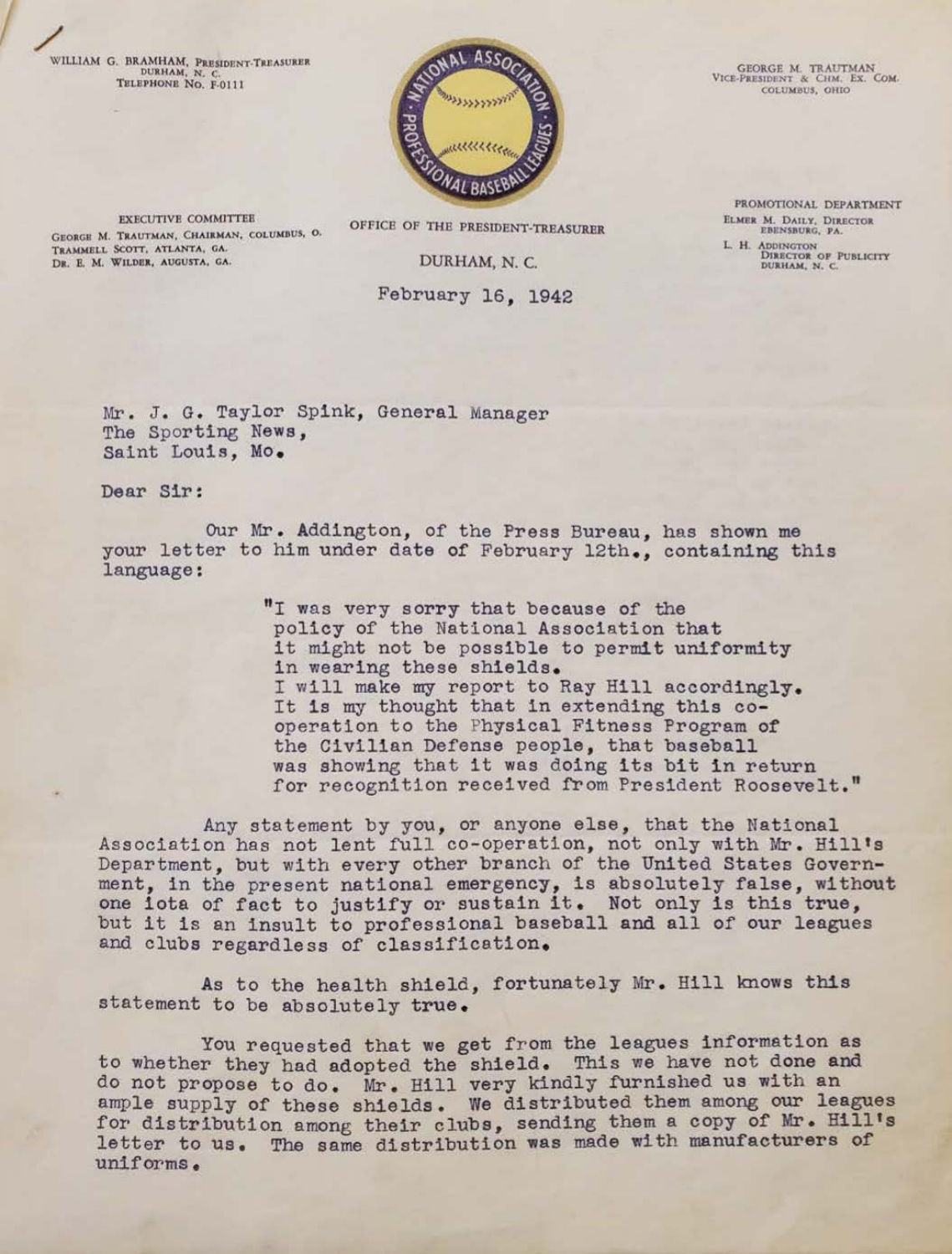WILLIAM G. BRAMHAM, PRESIDENT-TREASURER
DURHAM, N. C.
TELEPHONE NO. F-0111

GEORGE M. TRAUTMAN
VICE-PRESIDENT & CHM. EX. COM.
COLUMBUS, OHIO

NATIONAL ASSOCIATION · PROFESSIONAL BASEBALL LEAGUES

EXECUTIVE COMMITTEE
GEORGE M. TRAUTMAN, CHAIRMAN, COLUMBUS, O.
TRAMMELL SCOTT, ATLANTA, GA.
DR. E. M. WILDER, AUGUSTA, GA.

OFFICE OF THE PRESIDENT-TREASURER

DURHAM, N. C.

PROMOTIONAL DEPARTMENT
ELMER M. DAILY, DIRECTOR
EBENSBURG, PA.
L. H. ADDINGTON
DIRECTOR OF PUBLICITY
DURHAM, N. C.

February 16, 1942

Mr. J. G. Taylor Spink, General Manager
The Sporting News,
Saint Louis, Mo.

Dear Sir:

Our Mr. Addington, of the Press Bureau, has shown me your letter to him under date of February 12th., containing this language:

> "I was very sorry that because of the policy of the National Association that it might not be possible to permit uniformity in wearing these shields.
> I will make my report to Ray Hill accordingly.
> It is my thought that in extending this co-operation to the Physical Fitness Program of the Civilian Defense people, that baseball was showing that it was doing its bit in return for recognition received from President Roosevelt."

Any statement by you, or anyone else, that the National Association has not lent full co-operation, not only with Mr. Hill's Department, but with every other branch of the United States Government, in the present national emergency, is absolutely false, without one iota of fact to justify or sustain it. Not only is this true, but it is an insult to professional baseball and all of our leagues and clubs regardless of classification.

As to the health shield, fortunately Mr. Hill knows this statement to be absolutely true.

You requested that we get from the leagues information as to whether they had adopted the shield. This we have not done and do not propose to do. Mr. Hill very kindly furnished us with an ample supply of these shields. We distributed them among our leagues for distribution among their clubs, sending them a copy of Mr. Hill's letter to us. The same distribution was made with manufacturers of uniforms.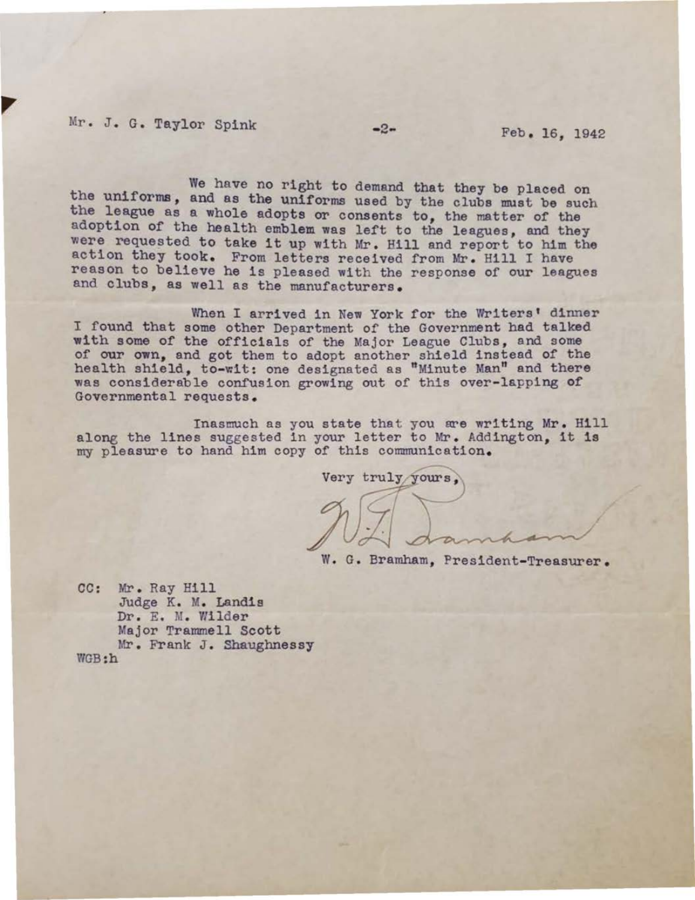We have no right to demand that they be placed on the uniforms, and as the uniforms used by the clubs must be such the league as a whole adopts or consents to, the matter of the adoption of the health emblem was left to the leagues, and they were requested to take it up with Mr. Hill and report to him the action they took. From letters received from Mr. Hill I have reason to believe he is pleased with the response of our leagues and clubs, as well as the manufacturers.

When I arrived in New York for the Writers' dinner I found that some other Department of the Government had talked with some of the officials of the Major League Clubs, and some of our own, and got them to adopt another shield instead of the health shield, to-wit: one designated as "Minute Man" and there was considerable confusion growing out of this over-lapping of Governmental requests.

Inasmuch as you state that you are writing Mr. Hill along the lines suggested in your letter to Mr. Addington, it is my pleasure to hand him copy of this communication.

Very truly yours,

W. G. Bramham

W. G. Bramham, President-Treasurer.

CC: Mr. Ray Hill
Judge K. M. Landis
Dr. E. M. Wilder
Major Trammell Scott
Mr. Frank J. Shaughnessy

WGB:h